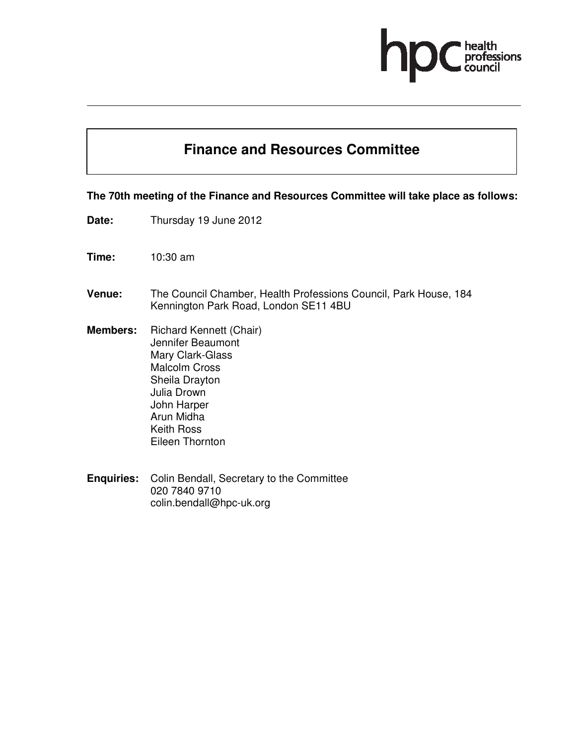# Finance and Resources Committee

**The 70th meeting of the Finance and Resources Committee will take place as follows:**

**Date:** Thursday 19 June 2012

**Time:** 10:30 am

**Venue:** The Council Chamber, Health Professions Council, Park House, 184 Kennington Park Road, London SE11 4BU

**Members:** Richard Kennett (Chair)
Jennifer Beaumont
Mary Clark-Glass
Malcolm Cross
Sheila Drayton
Julia Drown
John Harper
Arun Midha
Keith Ross
Eileen Thornton

**Enquiries:** Colin Bendall, Secretary to the Committee
020 7840 9710
colin.bendall@hpc-uk.org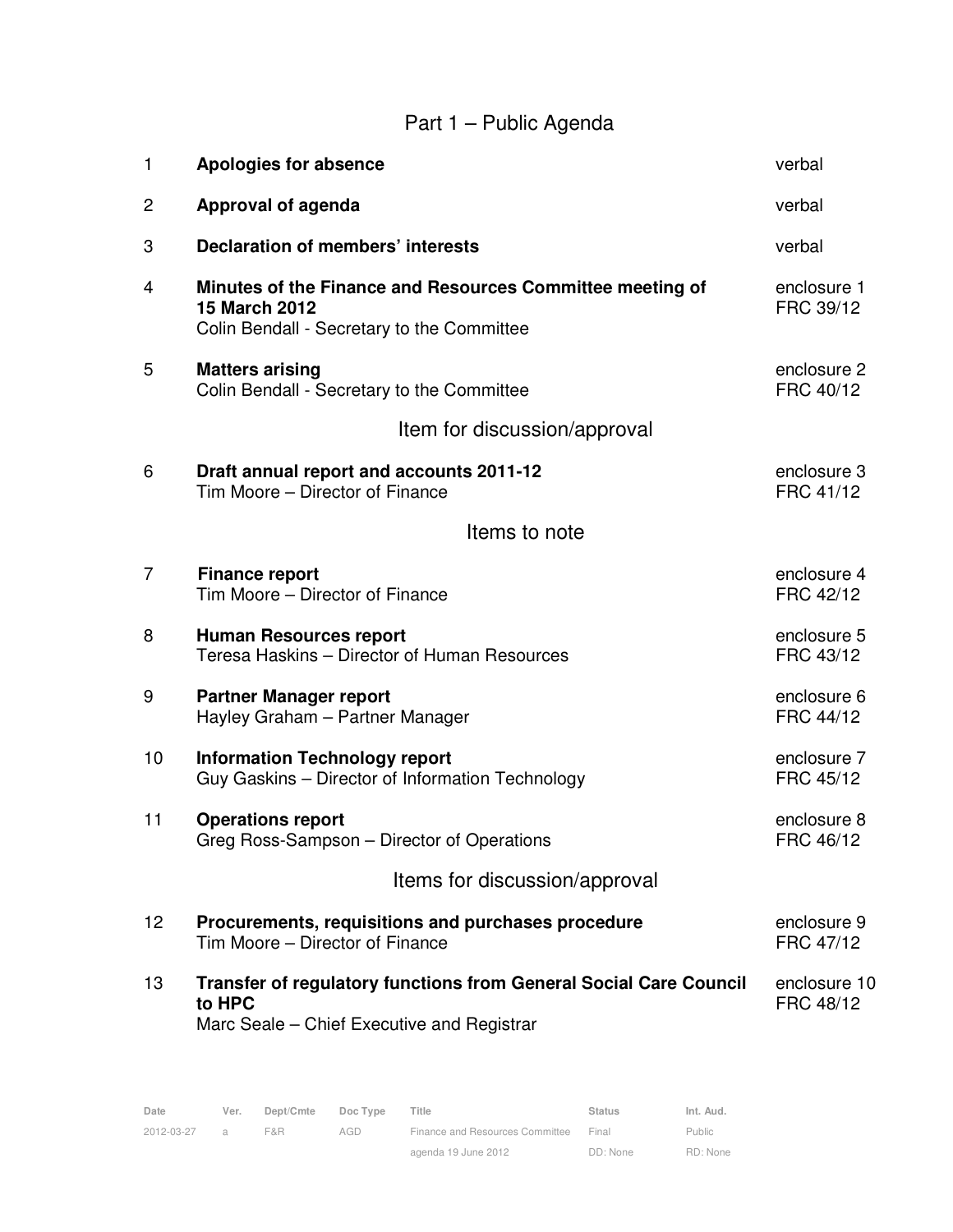# Part 1 – Public Agenda

| | | |
|---|---|---|
| 1 | **Apologies for absence** | verbal |
| 2 | **Approval of agenda** | verbal |
| 3 | **Declaration of members' interests** | verbal |
| 4 | **Minutes of the Finance and Resources Committee meeting of 15 March 2012**<br>Colin Bendall - Secretary to the Committee | enclosure 1<br>FRC 39/12 |
| 5 | **Matters arising**<br>Colin Bendall - Secretary to the Committee | enclosure 2<br>FRC 40/12 |

## Item for discussion/approval

| | | |
|---|---|---|
| 6 | **Draft annual report and accounts 2011-12**<br>Tim Moore – Director of Finance | enclosure 3<br>FRC 41/12 |

## Items to note

| | | |
|---|---|---|
| 7 | **Finance report**<br>Tim Moore – Director of Finance | enclosure 4<br>FRC 42/12 |
| 8 | **Human Resources report**<br>Teresa Haskins – Director of Human Resources | enclosure 5<br>FRC 43/12 |
| 9 | **Partner Manager report**<br>Hayley Graham – Partner Manager | enclosure 6<br>FRC 44/12 |
| 10 | **Information Technology report**<br>Guy Gaskins – Director of Information Technology | enclosure 7<br>FRC 45/12 |
| 11 | **Operations report**<br>Greg Ross-Sampson – Director of Operations | enclosure 8<br>FRC 46/12 |

## Items for discussion/approval

| | | |
|---|---|---|
| 12 | **Procurements, requisitions and purchases procedure**<br>Tim Moore – Director of Finance | enclosure 9<br>FRC 47/12 |
| 13 | **Transfer of regulatory functions from General Social Care Council to HPC**<br>Marc Seale – Chief Executive and Registrar | enclosure 10<br>FRC 48/12 |

| Date | Ver. | Dept/Cmte | Doc Type | Title | Status | Int. Aud. |
|---|---|---|---|---|---|---|
| 2012-03-27 | a | F&R | AGD | Finance and Resources Committee agenda 19 June 2012 | Final<br>DD: None | Public<br>RD: None |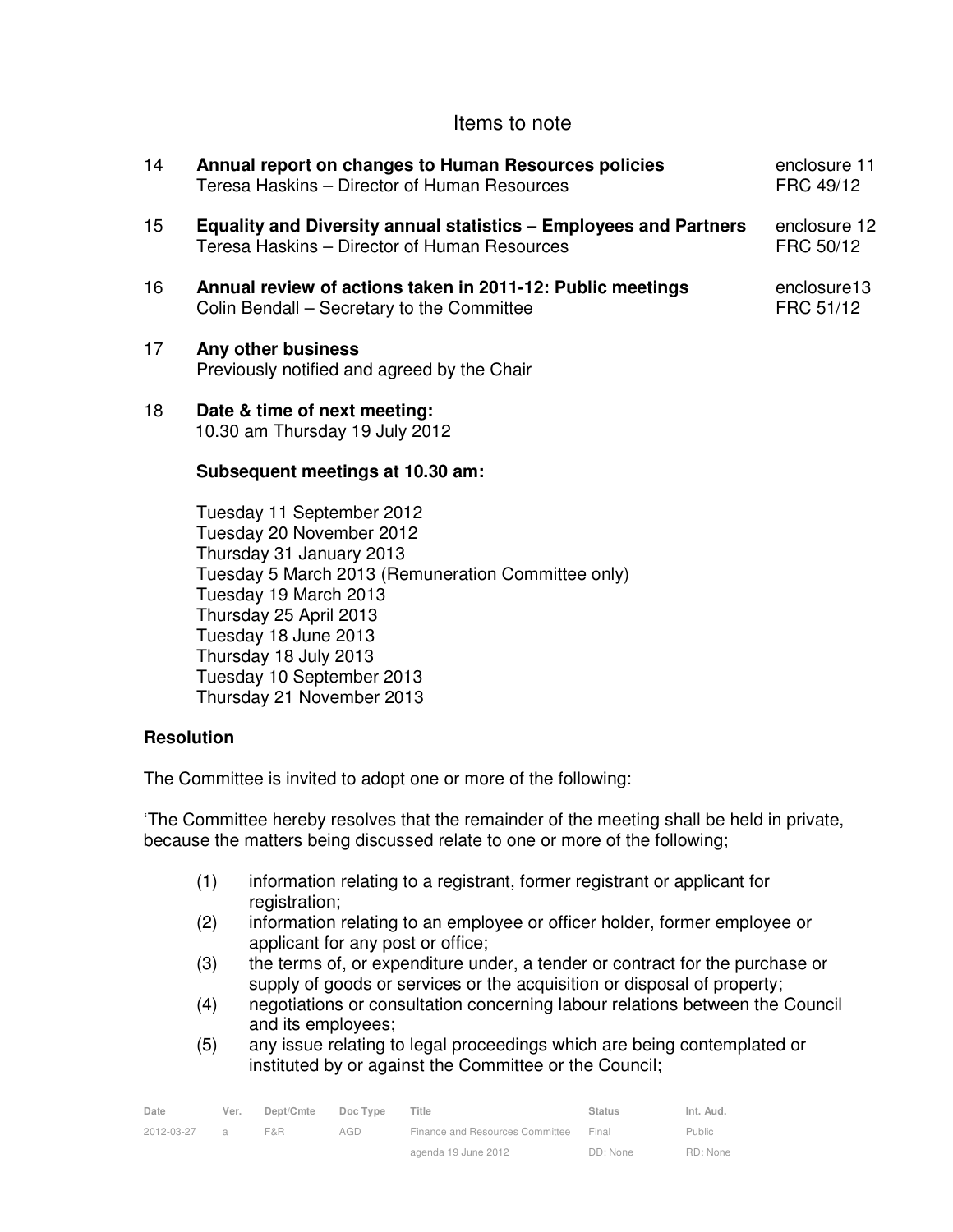## Items to note

| | | |
|---|---|---|
| 14 | **Annual report on changes to Human Resources policies**<br>Teresa Haskins – Director of Human Resources | enclosure 11<br>FRC 49/12 |
| 15 | **Equality and Diversity annual statistics – Employees and Partners**<br>Teresa Haskins – Director of Human Resources | enclosure 12<br>FRC 50/12 |
| 16 | **Annual review of actions taken in 2011-12: Public meetings**<br>Colin Bendall – Secretary to the Committee | enclosure13<br>FRC 51/12 |

17 **Any other business**
Previously notified and agreed by the Chair

18 **Date & time of next meeting:**
10.30 am Thursday 19 July 2012

**Subsequent meetings at 10.30 am:**

Tuesday 11 September 2012
Tuesday 20 November 2012
Thursday 31 January 2013
Tuesday 5 March 2013 (Remuneration Committee only)
Tuesday 19 March 2013
Thursday 25 April 2013
Tuesday 18 June 2013
Thursday 18 July 2013
Tuesday 10 September 2013
Thursday 21 November 2013

**Resolution**

The Committee is invited to adopt one or more of the following:

'The Committee hereby resolves that the remainder of the meeting shall be held in private, because the matters being discussed relate to one or more of the following;

(1) information relating to a registrant, former registrant or applicant for registration;
(2) information relating to an employee or officer holder, former employee or applicant for any post or office;
(3) the terms of, or expenditure under, a tender or contract for the purchase or supply of goods or services or the acquisition or disposal of property;
(4) negotiations or consultation concerning labour relations between the Council and its employees;
(5) any issue relating to legal proceedings which are being contemplated or instituted by or against the Committee or the Council;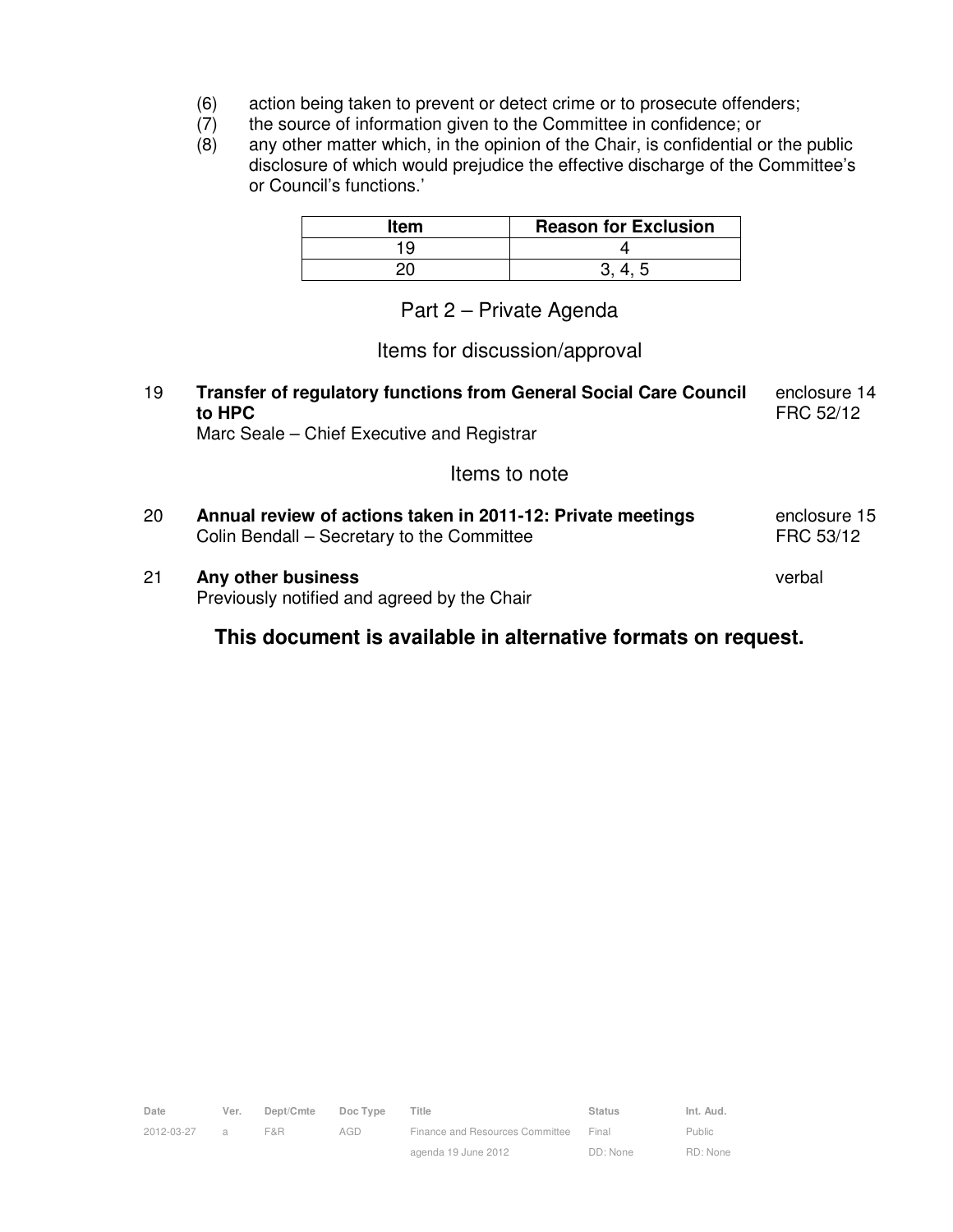(6) action being taken to prevent or detect crime or to prosecute offenders;
(7) the source of information given to the Committee in confidence; or
(8) any other matter which, in the opinion of the Chair, is confidential or the public disclosure of which would prejudice the effective discharge of the Committee's or Council's functions.'

| Item | Reason for Exclusion |
|---|---|
| 19 | 4 |
| 20 | 3, 4, 5 |

## Part 2 – Private Agenda

### Items for discussion/approval

19 **Transfer of regulatory functions from General Social Care Council to HPC** — enclosure 14, FRC 52/12
Marc Seale – Chief Executive and Registrar

### Items to note

20 **Annual review of actions taken in 2011-12: Private meetings** — enclosure 15, FRC 53/12
Colin Bendall – Secretary to the Committee

21 **Any other business** — verbal
Previously notified and agreed by the Chair

**This document is available in alternative formats on request.**

| Date | Ver. | Dept/Cmte | Doc Type | Title | Status | Int. Aud. |
|---|---|---|---|---|---|---|
| 2012-03-27 | a | F&R | AGD | Finance and Resources Committee agenda 19 June 2012 | Final<br>DD: None | Public<br>RD: None |